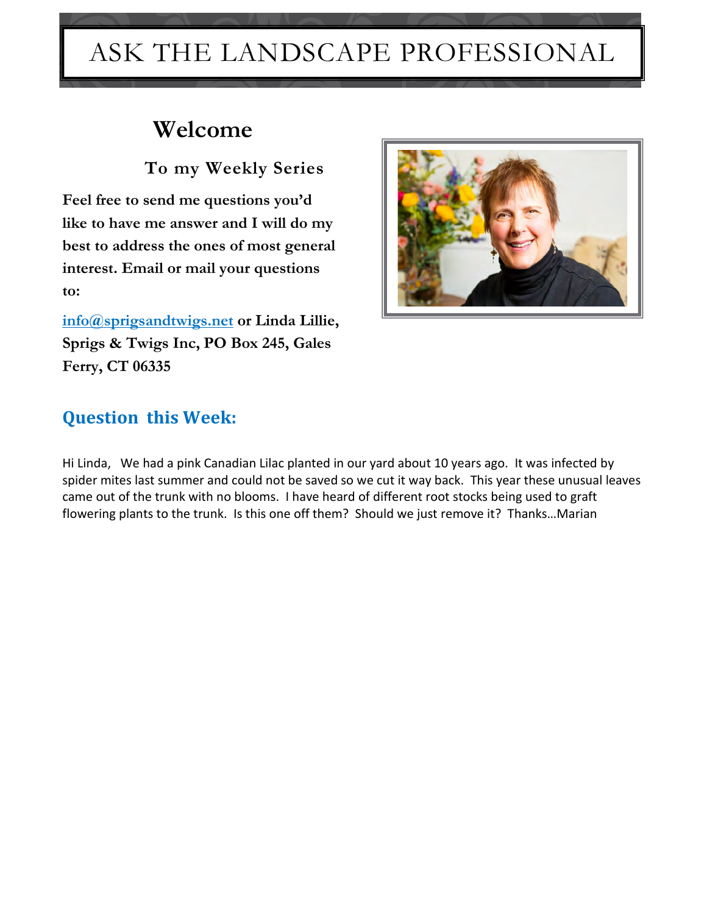# ASK THE LANDSCAPE PROFESSIONAL

## Welcome

### To my Weekly Series

**Feel free to send me questions you'd like to have me answer and I will do my best to address the ones of most general interest. Email or mail your questions to:**

**info@sprigsandtwigs.net or Linda Lillie, Sprigs & Twigs Inc, PO Box 245, Gales Ferry, CT 06335**

## Question this Week:

Hi Linda, We had a pink Canadian Lilac planted in our yard about 10 years ago. It was infected by spider mites last summer and could not be saved so we cut it way back. This year these unusual leaves came out of the trunk with no blooms. I have heard of different root stocks being used to graft flowering plants to the trunk. Is this one off them? Should we just remove it? Thanks…Marian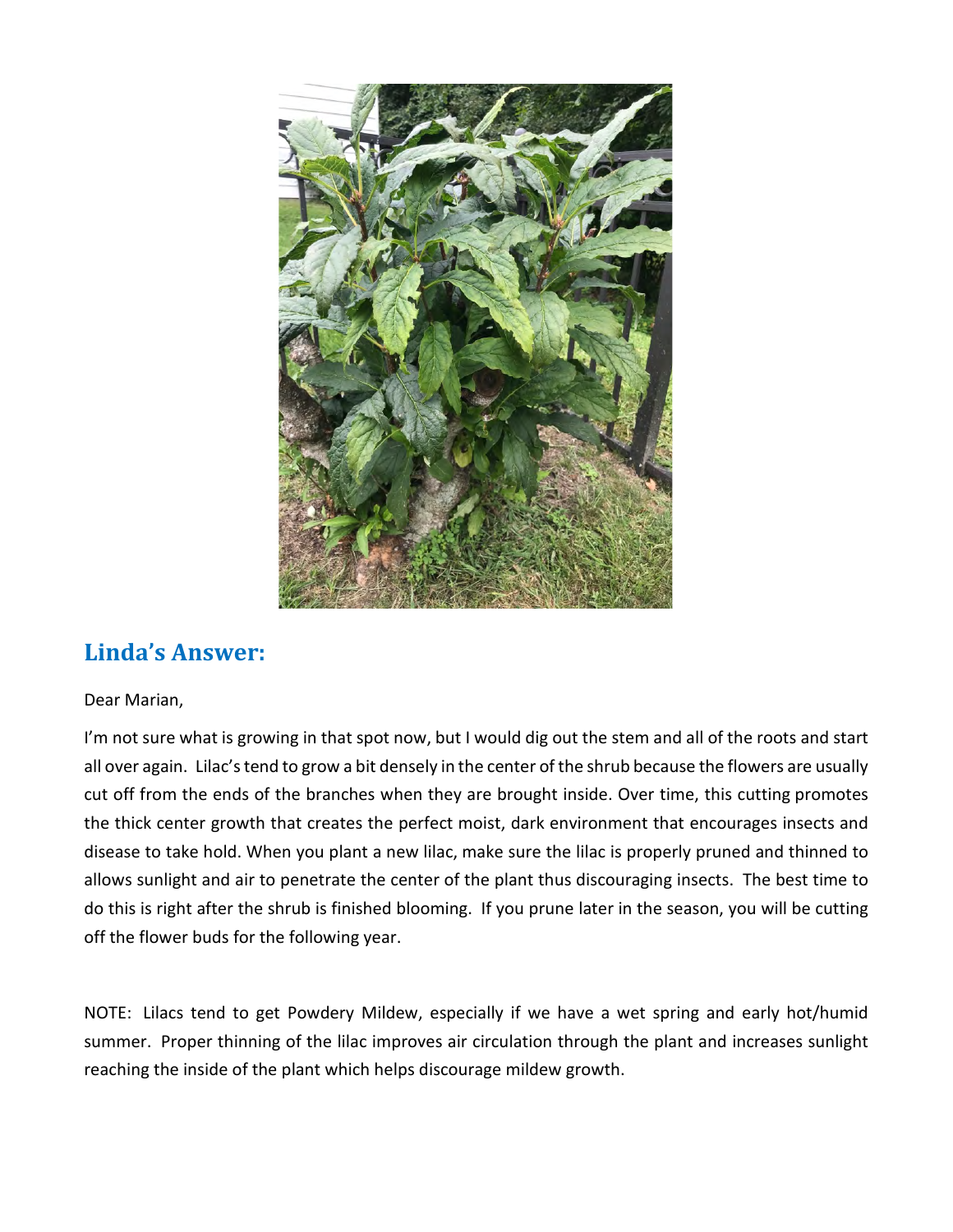## Linda's Answer:

Dear Marian,

I'm not sure what is growing in that spot now, but I would dig out the stem and all of the roots and start all over again. Lilac's tend to grow a bit densely in the center of the shrub because the flowers are usually cut off from the ends of the branches when they are brought inside. Over time, this cutting promotes the thick center growth that creates the perfect moist, dark environment that encourages insects and disease to take hold. When you plant a new lilac, make sure the lilac is properly pruned and thinned to allows sunlight and air to penetrate the center of the plant thus discouraging insects. The best time to do this is right after the shrub is finished blooming. If you prune later in the season, you will be cutting off the flower buds for the following year.

NOTE: Lilacs tend to get Powdery Mildew, especially if we have a wet spring and early hot/humid summer. Proper thinning of the lilac improves air circulation through the plant and increases sunlight reaching the inside of the plant which helps discourage mildew growth.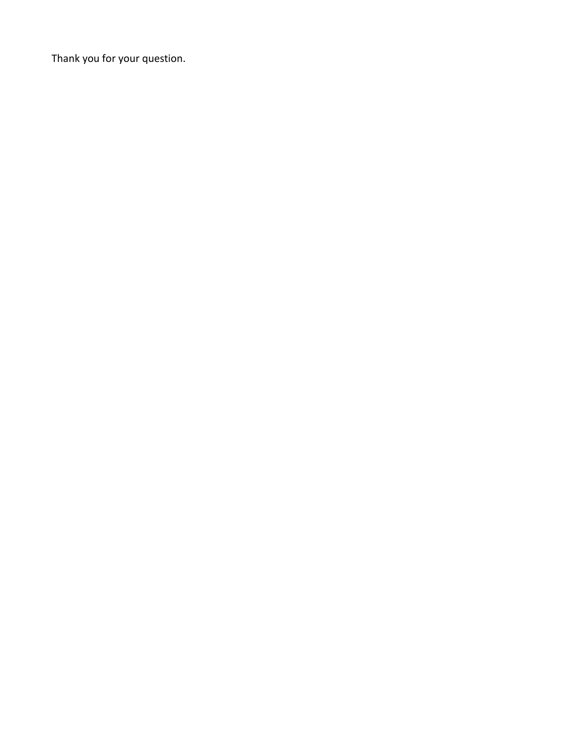Thank you for your question.